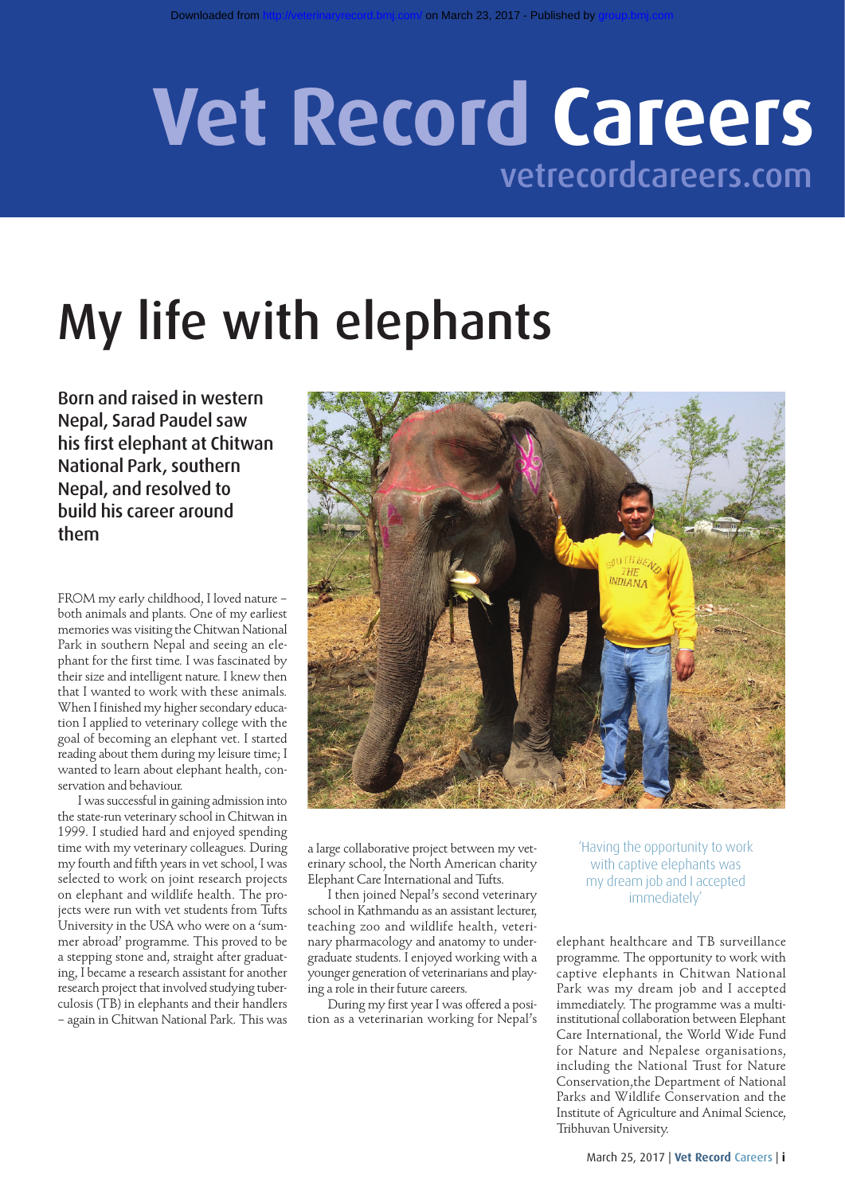# My life with elephants

**Born and raised in western Nepal, Sarad Paudel saw his first elephant at Chitwan National Park, southern Nepal, and resolved to build his career around them**

FROM my early childhood, I loved nature – both animals and plants. One of my earliest memories was visiting the Chitwan National Park in southern Nepal and seeing an elephant for the first time. I was fascinated by their size and intelligent nature. I knew then that I wanted to work with these animals. When I finished my higher secondary education I applied to veterinary college with the goal of becoming an elephant vet. I started reading about them during my leisure time; I wanted to learn about elephant health, conservation and behaviour.

I was successful in gaining admission into the state-run veterinary school in Chitwan in 1999. I studied hard and enjoyed spending time with my veterinary colleagues. During my fourth and fifth years in vet school, I was selected to work on joint research projects on elephant and wildlife health. The projects were run with vet students from Tufts University in the USA who were on a 'summer abroad' programme. This proved to be a stepping stone and, straight after graduating, I became a research assistant for another research project that involved studying tuberculosis (TB) in elephants and their handlers – again in Chitwan National Park. This was a large collaborative project between my veterinary school, the North American charity Elephant Care International and Tufts.

I then joined Nepal's second veterinary school in Kathmandu as an assistant lecturer, teaching zoo and wildlife health, veterinary pharmacology and anatomy to undergraduate students. I enjoyed working with a younger generation of veterinarians and playing a role in their future careers.

During my first year I was offered a position as a veterinarian working for Nepal's elephant healthcare and TB surveillance programme. The opportunity to work with captive elephants in Chitwan National Park was my dream job and I accepted immediately. The programme was a multi-institutional collaboration between Elephant Care International, the World Wide Fund for Nature and Nepalese organisations, including the National Trust for Nature Conservation,the Department of National Parks and Wildlife Conservation and the Institute of Agriculture and Animal Science, Tribhuvan University.

> 'Having the opportunity to work with captive elephants was my dream job and I accepted immediately'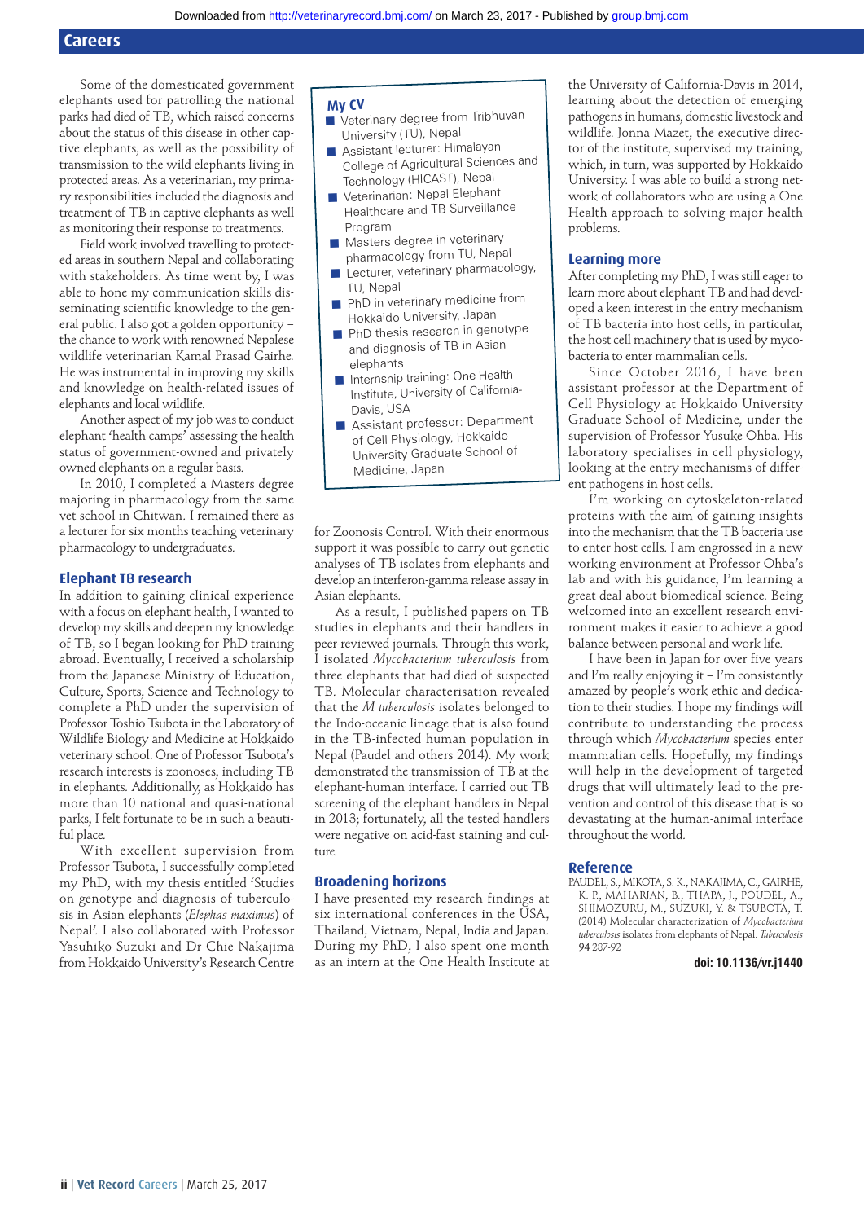Some of the domesticated government elephants used for patrolling the national parks had died of TB, which raised concerns about the status of this disease in other captive elephants, as well as the possibility of transmission to the wild elephants living in protected areas. As a veterinarian, my primary responsibilities included the diagnosis and treatment of TB in captive elephants as well as monitoring their response to treatments.

Field work involved travelling to protected areas in southern Nepal and collaborating with stakeholders. As time went by, I was able to hone my communication skills disseminating scientific knowledge to the general public. I also got a golden opportunity – the chance to work with renowned Nepalese wildlife veterinarian Kamal Prasad Gairhe. He was instrumental in improving my skills and knowledge on health-related issues of elephants and local wildlife.

Another aspect of my job was to conduct elephant 'health camps' assessing the health status of government-owned and privately owned elephants on a regular basis.

In 2010, I completed a Masters degree majoring in pharmacology from the same vet school in Chitwan. I remained there as a lecturer for six months teaching veterinary pharmacology to undergraduates.

## My CV

- Veterinary degree from Tribhuvan University (TU), Nepal
- Assistant lecturer: Himalayan College of Agricultural Sciences and Technology (HICAST), Nepal
- Veterinarian: Nepal Elephant Healthcare and TB Surveillance Program
- Masters degree in veterinary pharmacology from TU, Nepal
- Lecturer, veterinary pharmacology, TU, Nepal
- PhD in veterinary medicine from Hokkaido University, Japan
- PhD thesis research in genotype and diagnosis of TB in Asian elephants
- Internship training: One Health Institute, University of California-Davis, USA
- Assistant professor: Department of Cell Physiology, Hokkaido University Graduate School of Medicine, Japan

## Elephant TB research

In addition to gaining clinical experience with a focus on elephant health, I wanted to develop my skills and deepen my knowledge of TB, so I began looking for PhD training abroad. Eventually, I received a scholarship from the Japanese Ministry of Education, Culture, Sports, Science and Technology to complete a PhD under the supervision of Professor Toshio Tsubota in the Laboratory of Wildlife Biology and Medicine at Hokkaido veterinary school. One of Professor Tsubota's research interests is zoonoses, including TB in elephants. Additionally, as Hokkaido has more than 10 national and quasi-national parks, I felt fortunate to be in such a beautiful place.

With excellent supervision from Professor Tsubota, I successfully completed my PhD, with my thesis entitled 'Studies on genotype and diagnosis of tuberculosis in Asian elephants (*Elephas maximus*) of Nepal'. I also collaborated with Professor Yasuhiko Suzuki and Dr Chie Nakajima from Hokkaido University's Research Centre for Zoonosis Control. With their enormous support it was possible to carry out genetic analyses of TB isolates from elephants and develop an interferon-gamma release assay in Asian elephants.

As a result, I published papers on TB studies in elephants and their handlers in peer-reviewed journals. Through this work, I isolated *Mycobacterium tuberculosis* from three elephants that had died of suspected TB. Molecular characterisation revealed that the *M tuberculosis* isolates belonged to the Indo-oceanic lineage that is also found in the TB-infected human population in Nepal (Paudel and others 2014). My work demonstrated the transmission of TB at the elephant-human interface. I carried out TB screening of the elephant handlers in Nepal in 2013; fortunately, all the tested handlers were negative on acid-fast staining and culture.

## Broadening horizons

I have presented my research findings at six international conferences in the USA, Thailand, Vietnam, Nepal, India and Japan. During my PhD, I also spent one month as an intern at the One Health Institute at the University of California-Davis in 2014, learning about the detection of emerging pathogens in humans, domestic livestock and wildlife. Jonna Mazet, the executive director of the institute, supervised my training, which, in turn, was supported by Hokkaido University. I was able to build a strong network of collaborators who are using a One Health approach to solving major health problems.

## Learning more

After completing my PhD, I was still eager to learn more about elephant TB and had developed a keen interest in the entry mechanism of TB bacteria into host cells, in particular, the host cell machinery that is used by mycobacteria to enter mammalian cells.

Since October 2016, I have been assistant professor at the Department of Cell Physiology at Hokkaido University Graduate School of Medicine, under the supervision of Professor Yusuke Ohba. His laboratory specialises in cell physiology, looking at the entry mechanisms of different pathogens in host cells.

I'm working on cytoskeleton-related proteins with the aim of gaining insights into the mechanism that the TB bacteria use to enter host cells. I am engrossed in a new working environment at Professor Ohba's lab and with his guidance, I'm learning a great deal about biomedical science. Being welcomed into an excellent research environment makes it easier to achieve a good balance between personal and work life.

I have been in Japan for over five years and I'm really enjoying it – I'm consistently amazed by people's work ethic and dedication to their studies. I hope my findings will contribute to understanding the process through which *Mycobacterium* species enter mammalian cells. Hopefully, my findings will help in the development of targeted drugs that will ultimately lead to the prevention and control of this disease that is so devastating at the human-animal interface throughout the world.

## Reference

PAUDEL, S., MIKOTA, S. K., NAKAJIMA, C., GAIRHE, K. P., MAHARJAN, B., THAPA, J., POUDEL, A., SHIMOZURU, M., SUZUKI, Y. & TSUBOTA, T. (2014) Molecular characterization of *Mycobacterium tuberculosis* isolates from elephants of Nepal. *Tuberculosis* **94** 287-92

**doi: 10.1136/vr.j1440**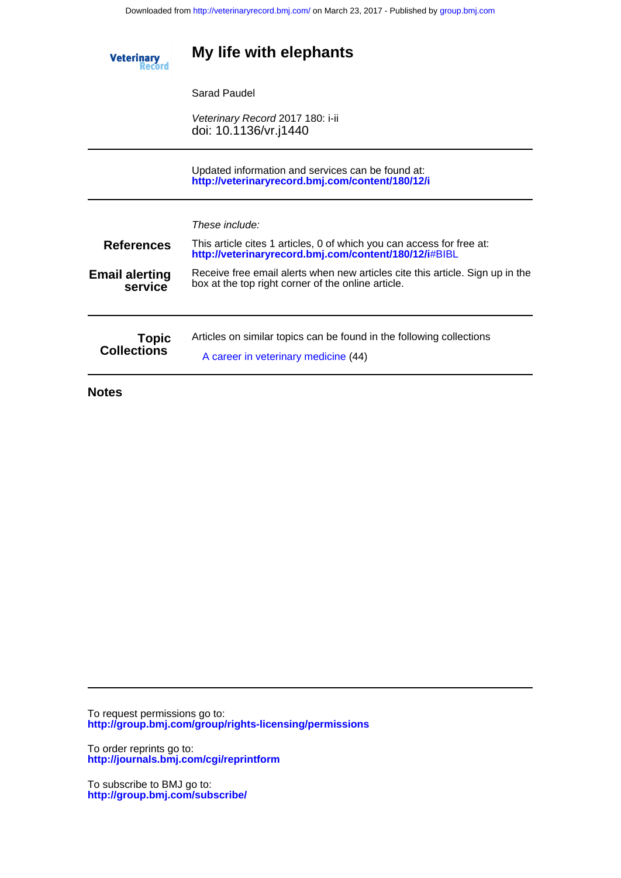# My life with elephants

Sarad Paudel

*Veterinary Record* 2017 180: i-ii
doi: 10.1136/vr.j1440

Updated information and services can be found at:
**http://veterinaryrecord.bmj.com/content/180/12/i**

*These include:*

**References**

This article cites 1 articles, 0 of which you can access for free at:
**http://veterinaryrecord.bmj.com/content/180/12/i**#BIBL

**Email alerting service**

Receive free email alerts when new articles cite this article. Sign up in the box at the top right corner of the online article.

**Topic Collections**

Articles on similar topics can be found in the following collections

A career in veterinary medicine (44)

## Notes

To request permissions go to:
**http://group.bmj.com/group/rights-licensing/permissions**

To order reprints go to:
**http://journals.bmj.com/cgi/reprintform**

To subscribe to BMJ go to:
**http://group.bmj.com/subscribe/**